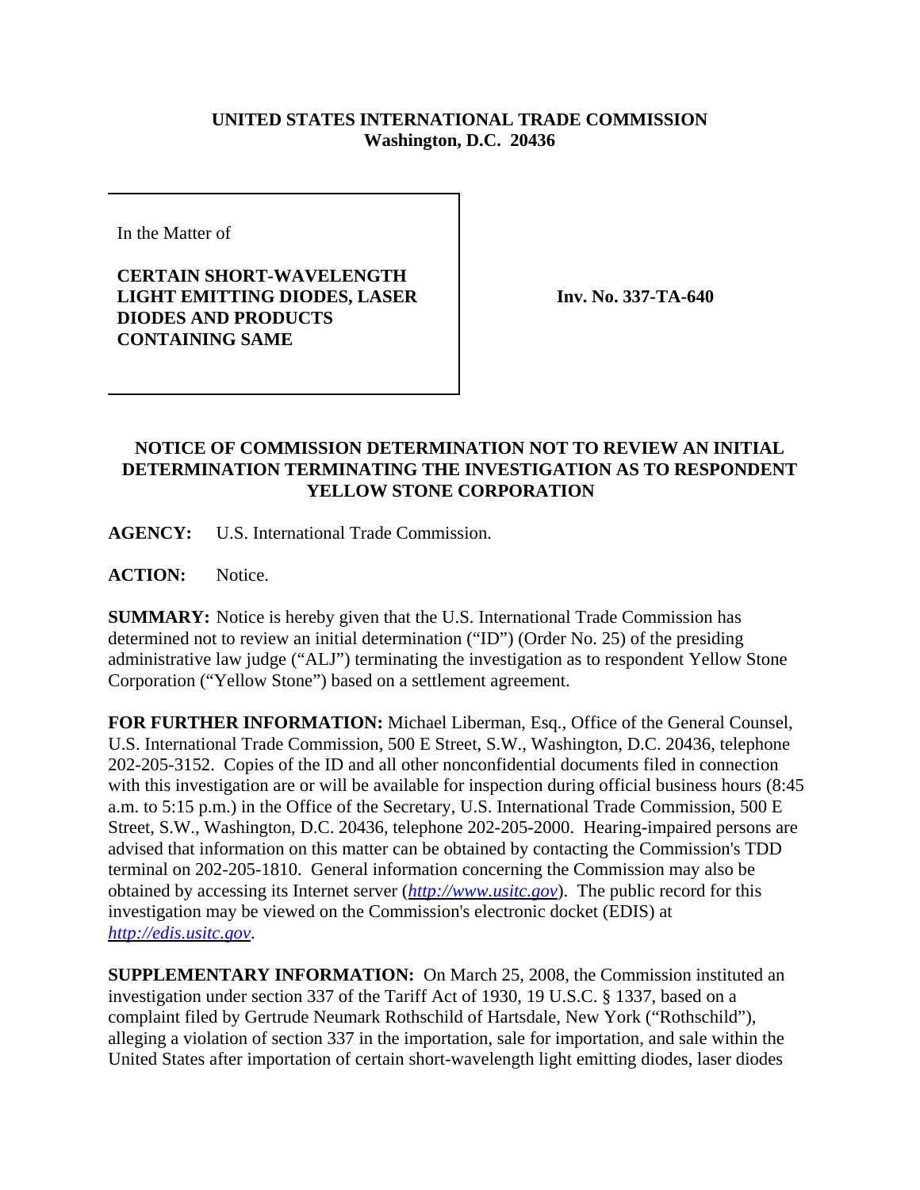**UNITED STATES INTERNATIONAL TRADE COMMISSION**
**Washington, D.C. 20436**

In the Matter of

**CERTAIN SHORT-WAVELENGTH LIGHT EMITTING DIODES, LASER DIODES AND PRODUCTS CONTAINING SAME**

**Inv. No. 337-TA-640**

**NOTICE OF COMMISSION DETERMINATION NOT TO REVIEW AN INITIAL DETERMINATION TERMINATING THE INVESTIGATION AS TO RESPONDENT YELLOW STONE CORPORATION**

**AGENCY:** U.S. International Trade Commission.

**ACTION:** Notice.

**SUMMARY:** Notice is hereby given that the U.S. International Trade Commission has determined not to review an initial determination ("ID") (Order No. 25) of the presiding administrative law judge ("ALJ") terminating the investigation as to respondent Yellow Stone Corporation ("Yellow Stone") based on a settlement agreement.

**FOR FURTHER INFORMATION:** Michael Liberman, Esq., Office of the General Counsel, U.S. International Trade Commission, 500 E Street, S.W., Washington, D.C. 20436, telephone 202-205-3152. Copies of the ID and all other nonconfidential documents filed in connection with this investigation are or will be available for inspection during official business hours (8:45 a.m. to 5:15 p.m.) in the Office of the Secretary, U.S. International Trade Commission, 500 E Street, S.W., Washington, D.C. 20436, telephone 202-205-2000. Hearing-impaired persons are advised that information on this matter can be obtained by contacting the Commission's TDD terminal on 202-205-1810. General information concerning the Commission may also be obtained by accessing its Internet server (*http://www.usitc.gov*). The public record for this investigation may be viewed on the Commission's electronic docket (EDIS) at *http://edis.usitc.gov*.

**SUPPLEMENTARY INFORMATION:** On March 25, 2008, the Commission instituted an investigation under section 337 of the Tariff Act of 1930, 19 U.S.C. § 1337, based on a complaint filed by Gertrude Neumark Rothschild of Hartsdale, New York ("Rothschild"), alleging a violation of section 337 in the importation, sale for importation, and sale within the United States after importation of certain short-wavelength light emitting diodes, laser diodes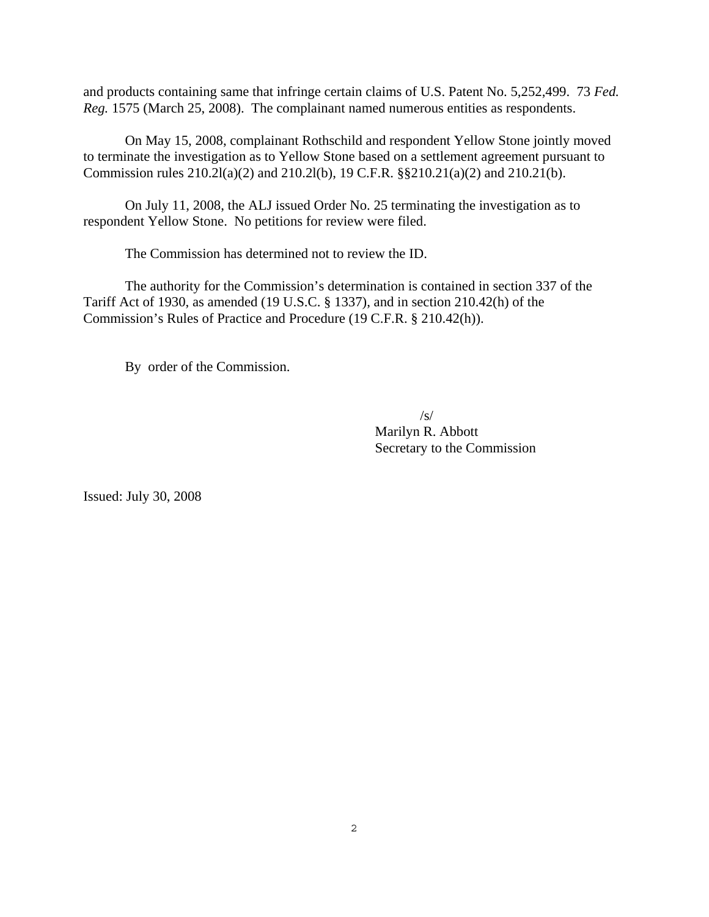and products containing same that infringe certain claims of U.S. Patent No. 5,252,499. 73 *Fed. Reg.* 1575 (March 25, 2008). The complainant named numerous entities as respondents.

On May 15, 2008, complainant Rothschild and respondent Yellow Stone jointly moved to terminate the investigation as to Yellow Stone based on a settlement agreement pursuant to Commission rules 210.2l(a)(2) and 210.2l(b), 19 C.F.R. §§210.21(a)(2) and 210.21(b).

On July 11, 2008, the ALJ issued Order No. 25 terminating the investigation as to respondent Yellow Stone. No petitions for review were filed.

The Commission has determined not to review the ID.

The authority for the Commission's determination is contained in section 337 of the Tariff Act of 1930, as amended (19 U.S.C. § 1337), and in section 210.42(h) of the Commission's Rules of Practice and Procedure (19 C.F.R. § 210.42(h)).

By order of the Commission.

/s/
Marilyn R. Abbott
Secretary to the Commission

Issued: July 30, 2008